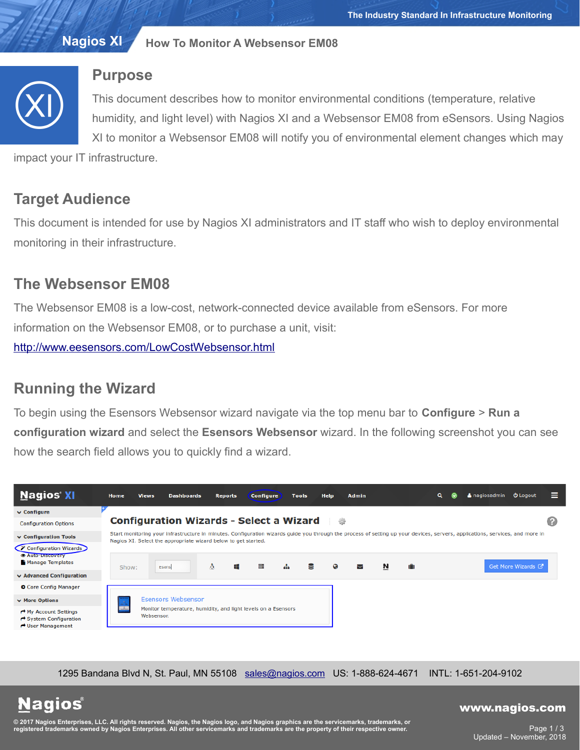# How To Monitor A Websensor EM08

## Purpose

This document describes how to monitor environmental conditions (temperature, relative humidity, and light level) with Nagios XI and a Websensor EM08 from eSensors. Using Nagios XI to monitor a Websensor EM08 will notify you of environmental element changes which may impact your IT infrastructure.

## Target Audience

This document is intended for use by Nagios XI administrators and IT staff who wish to deploy environmental monitoring in their infrastructure.

## The Websensor EM08

The Websensor EM08 is a low-cost, network-connected device available from eSensors. For more information on the Websensor EM08, or to purchase a unit, visit:

http://www.eesensors.com/LowCostWebsensor.html

## Running the Wizard

To begin using the Esensors Websensor wizard navigate via the top menu bar to **Configure** > **Run a configuration wizard** and select the **Esensors Websensor** wizard. In the following screenshot you can see how the search field allows you to quickly find a wizard.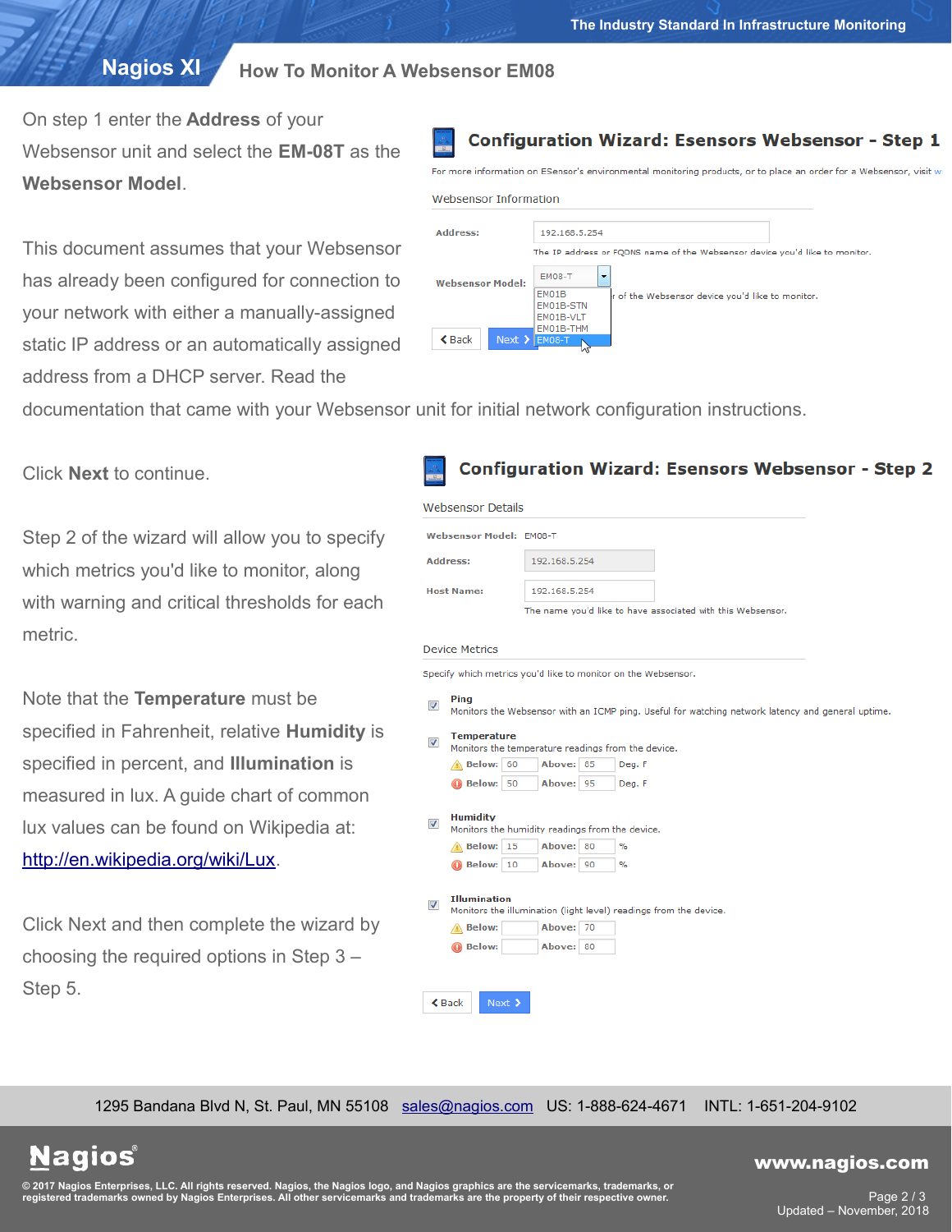On step 1 enter the **Address** of your Websensor unit and select the **EM-08T** as the **Websensor Model**.

This document assumes that your Websensor has already been configured for connection to your network with either a manually-assigned static IP address or an automatically assigned address from a DHCP server. Read the documentation that came with your Websensor unit for initial network configuration instructions.

Click **Next** to continue.

Step 2 of the wizard will allow you to specify which metrics you'd like to monitor, along with warning and critical thresholds for each metric.

Note that the **Temperature** must be specified in Fahrenheit, relative **Humidity** is specified in percent, and **Illumination** is measured in lux. A guide chart of common lux values can be found on Wikipedia at: [http://en.wikipedia.org/wiki/Lux](http://en.wikipedia.org/wiki/Lux).

Click Next and then complete the wizard by choosing the required options in Step 3 – Step 5.

1295 Bandana Blvd N, St. Paul, MN 55108 sales@nagios.com US: 1-888-624-4671 INTL: 1-651-204-9102

© 2017 Nagios Enterprises, LLC. All rights reserved. Nagios, the Nagios logo, and Nagios graphics are the servicemarks, trademarks, or registered trademarks owned by Nagios Enterprises. All other servicemarks and trademarks are the property of their respective owner.

Updated – November, 2018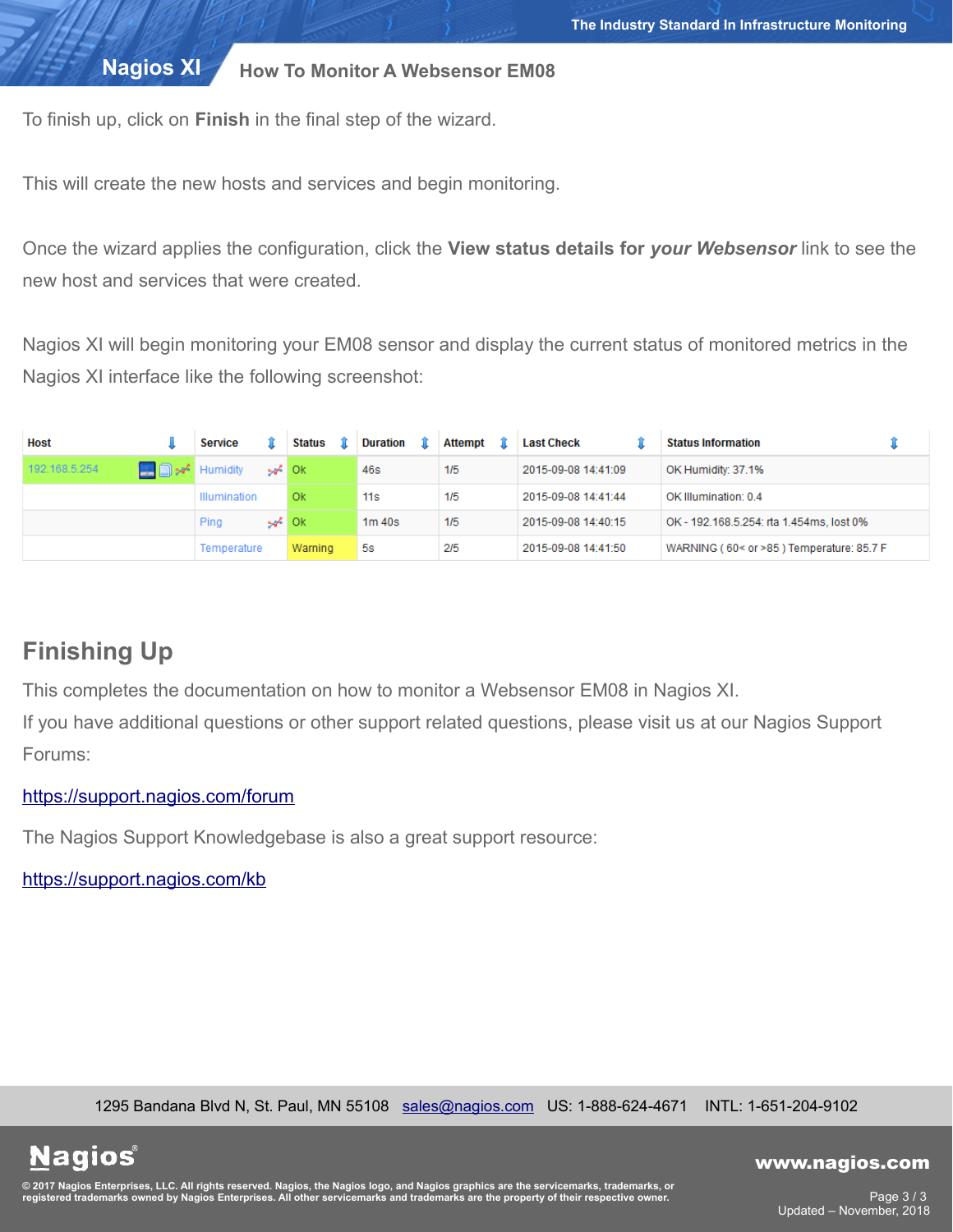To finish up, click on **Finish** in the final step of the wizard.

This will create the new hosts and services and begin monitoring.

Once the wizard applies the configuration, click the **View status details for *your Websensor*** link to see the new host and services that were created.

Nagios XI will begin monitoring your EM08 sensor and display the current status of monitored metrics in the Nagios XI interface like the following screenshot:

| Host | Service | Status | Duration | Attempt | Last Check | Status Information |
|---|---|---|---|---|---|---|
| 192.168.5.254 | Humidity | Ok | 46s | 1/5 | 2015-09-08 14:41:09 | OK Humidity: 37.1% |
| | Illumination | Ok | 11s | 1/5 | 2015-09-08 14:41:44 | OK Illumination: 0.4 |
| | Ping | Ok | 1m 40s | 1/5 | 2015-09-08 14:40:15 | OK - 192.168.5.254: rta 1.454ms, lost 0% |
| | Temperature | Warning | 5s | 2/5 | 2015-09-08 14:41:50 | WARNING ( 60< or >85 ) Temperature: 85.7 F |

## Finishing Up

This completes the documentation on how to monitor a Websensor EM08 in Nagios XI.
If you have additional questions or other support related questions, please visit us at our Nagios Support Forums:

https://support.nagios.com/forum

The Nagios Support Knowledgebase is also a great support resource:

https://support.nagios.com/kb